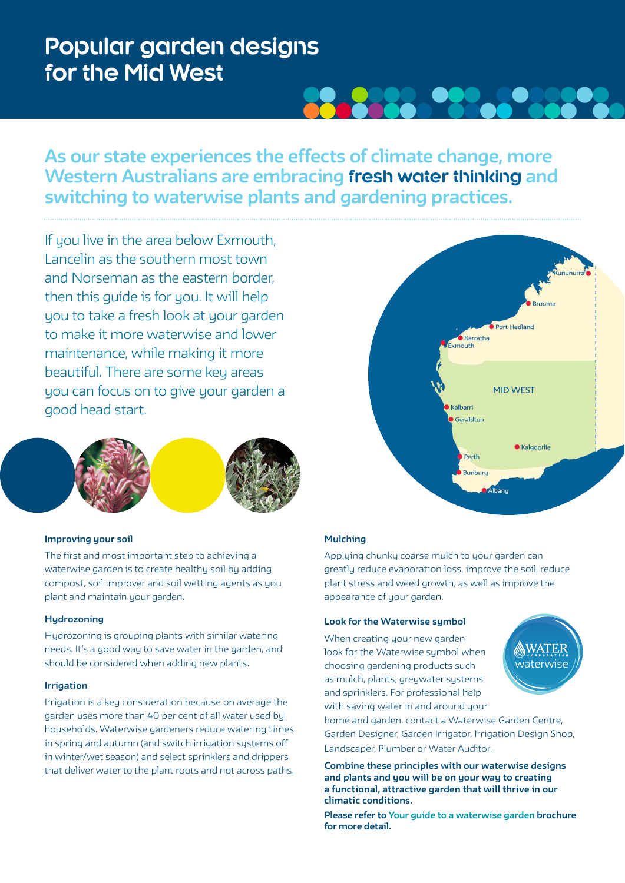# Popular garden designs for the Mid West

**As our state experiences the effects of climate change, more Western Australians are embracing fresh water thinking and switching to waterwise plants and gardening practices.**

If you live in the area below Exmouth, Lancelin as the southern most town and Norseman as the eastern border, then this guide is for you. It will help you to take a fresh look at your garden to make it more waterwise and lower maintenance, while making it more beautiful. There are some key areas you can focus on to give your garden a good head start.

Kununurra
Broome
Port Hedland
Karratha
Exmouth
MID WEST
Kalbarri
Geraldton
Kalgoorlie
Perth
Bunbury
Albany

### Improving your soil

The first and most important step to achieving a waterwise garden is to create healthy soil by adding compost, soil improver and soil wetting agents as you plant and maintain your garden.

### Hydrozoning

Hydrozoning is grouping plants with similar watering needs. It's a good way to save water in the garden, and should be considered when adding new plants.

### Irrigation

Irrigation is a key consideration because on average the garden uses more than 40 per cent of all water used by households. Waterwise gardeners reduce watering times in spring and autumn (and switch irrigation systems off in winter/wet season) and select sprinklers and drippers that deliver water to the plant roots and not across paths.

### Mulching

Applying chunky coarse mulch to your garden can greatly reduce evaporation loss, improve the soil, reduce plant stress and weed growth, as well as improve the appearance of your garden.

### Look for the Waterwise symbol

WATER CORPORATION waterwise

When creating your new garden look for the Waterwise symbol when choosing gardening products such as mulch, plants, greywater systems and sprinklers. For professional help with saving water in and around your home and garden, contact a Waterwise Garden Centre, Garden Designer, Garden Irrigator, Irrigation Design Shop, Landscaper, Plumber or Water Auditor.

**Combine these principles with our waterwise designs and plants and you will be on your way to creating a functional, attractive garden that will thrive in our climatic conditions.**

**Please refer to Your guide to a waterwise garden brochure for more detail.**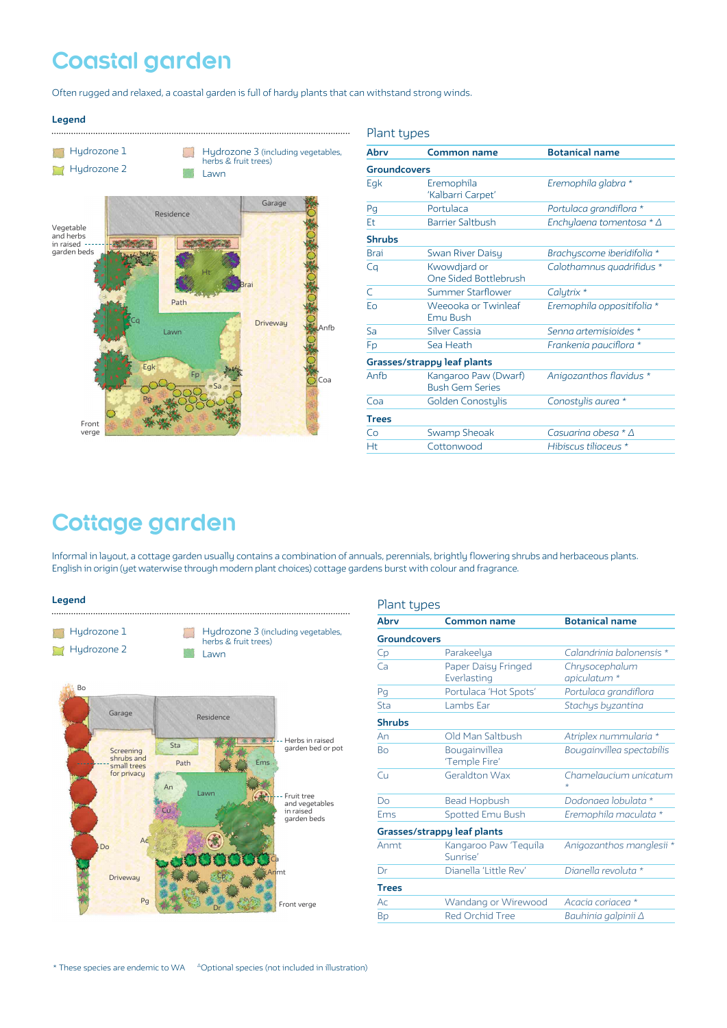# Coastal garden

Often rugged and relaxed, a coastal garden is full of hardy plants that can withstand strong winds.

**Legend**

- Hydrozone 1
- Hydrozone 2
- Hydrozone 3 (including vegetables, herbs & fruit trees)
- Lawn

## Plant types

| Abrv | Common name | Botanical name |
|---|---|---|
| **Groundcovers** | | |
| Egk | Eremophila 'Kalbarri Carpet' | *Eremophila glabra* * |
| Pg | Portulaca | *Portulaca grandiflora* * |
| Et | Barrier Saltbush | *Enchylaena tomentosa* * Δ |
| **Shrubs** | | |
| Brai | Swan River Daisy | *Brachyscome iberidifolia* * |
| Cq | Kwowdjard or One Sided Bottlebrush | *Calothamnus quadrifidus* * |
| C | Summer Starflower | *Calytrix* * |
| Eo | Weeooka or Twinleaf Emu Bush | *Eremophila oppositifolia* * |
| Sa | Silver Cassia | *Senna artemisioides* * |
| Fp | Sea Heath | *Frankenia pauciflora* * |
| **Grasses/strappy leaf plants** | | |
| Anfb | Kangaroo Paw (Dwarf) Bush Gem Series | *Anigozanthos flavidus* * |
| Coa | Golden Conostylis | *Conostylis aurea* * |
| **Trees** | | |
| Co | Swamp Sheoak | *Casuarina obesa* * Δ |
| Ht | Cottonwood | *Hibiscus tiliaceus* * |

# Cottage garden

Informal in layout, a cottage garden usually contains a combination of annuals, perennials, brightly flowering shrubs and herbaceous plants. English in origin (yet waterwise through modern plant choices) cottage gardens burst with colour and fragrance.

**Legend**

- Hydrozone 1
- Hydrozone 2
- Hydrozone 3 (including vegetables, herbs & fruit trees)
- Lawn

## Plant types

| Abrv | Common name | Botanical name |
|---|---|---|
| **Groundcovers** | | |
| Cp | Parakeelya | *Calandrinia balonensis* * |
| Ca | Paper Daisy Fringed Everlasting | *Chrysocephalum apiculatum* * |
| Pg | Portulaca 'Hot Spots' | *Portulaca grandiflora* |
| Sta | Lambs Ear | *Stachys byzantina* |
| **Shrubs** | | |
| An | Old Man Saltbush | *Atriplex nummularia* * |
| Bo | Bougainvillea 'Temple Fire' | *Bougainvillea spectabilis* |
| Cu | Geraldton Wax | *Chamelaucium unicatum* * |
| Do | Bead Hopbush | *Dodonaea lobulata* * |
| Ems | Spotted Emu Bush | *Eremophila maculata* * |
| **Grasses/strappy leaf plants** | | |
| Anmt | Kangaroo Paw 'Tequila Sunrise' | *Anigozanthos manglesii* * |
| Dr | Dianella 'Little Rev' | *Dianella revoluta* * |
| **Trees** | | |
| Ac | Wandang or Wirewood | *Acacia coriacea* * |
| Bp | Red Orchid Tree | *Bauhinia galpinii* Δ |

\* These species are endemic to WA    ΔOptional species (not included in illustration)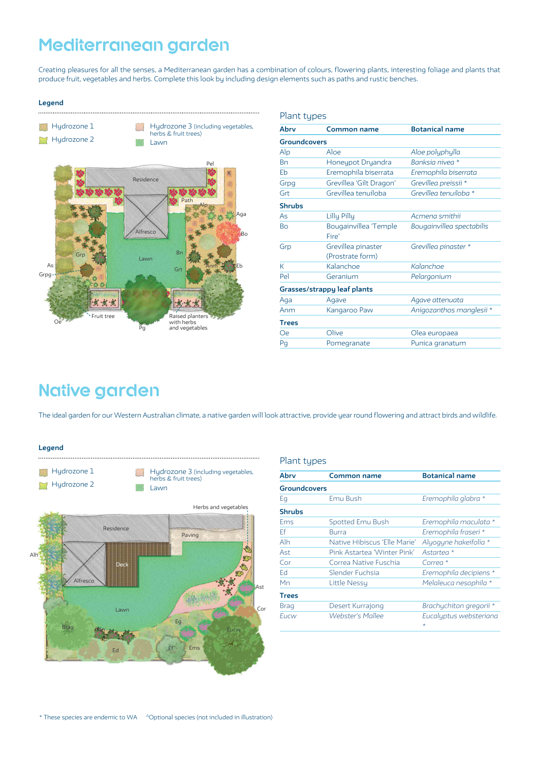# Mediterranean garden

Creating pleasures for all the senses, a Mediterranean garden has a combination of colours, flowering plants, interesting foliage and plants that produce fruit, vegetables and herbs. Complete this look by including design elements such as paths and rustic benches.

**Legend**

- Hydrozone 1
- Hydrozone 2
- Hydrozone 3 (including vegetables, herbs & fruit trees)
- Lawn

## Plant types

| Abrv | Common name | Botanical name |
|---|---|---|
| **Groundcovers** | | |
| Alp | Aloe | *Aloe polyphylla* |
| Bn | Honeypot Dryandra | *Banksia nivea* * |
| Eb | Eremophila biserrata | *Eremophila biserrata* |
| Grpg | Grevillea 'Gilt Dragon' | *Grevillea preissii* * |
| Grt | Grevillea tenuiloba | *Grevillea tenuiloba* * |
| **Shrubs** | | |
| As | Lilly Pilly | *Acmena smithii* |
| Bo | Bougainvillea 'Temple Fire' | *Bougainvillea spectabilis* |
| Grp | Grevillea pinaster (Prostrate form) | *Grevillea pinaster* * |
| K | Kalanchoe | *Kalanchoe* |
| Pel | Geranium | *Pelargonium* |
| **Grasses/strappy leaf plants** | | |
| Aga | Agave | *Agave attenuata* |
| Anm | Kangaroo Paw | *Anigozanthos manglesii* * |
| **Trees** | | |
| Oe | Olive | Olea europaea |
| Pg | Pomegranate | Punica granatum |

# Native garden

The ideal garden for our Western Australian climate, a native garden will look attractive, provide year round flowering and attract birds and wildlife.

**Legend**

- Hydrozone 1
- Hydrozone 2
- Hydrozone 3 (including vegetables, herbs & fruit trees)
- Lawn

## Plant types

| Abrv | Common name | Botanical name |
|---|---|---|
| **Groundcovers** | | |
| Eg | Emu Bush | *Eremophila glabra* * |
| **Shrubs** | | |
| Ems | Spotted Emu Bush | *Eremophila maculata* * |
| Ef | Burra | *Eremophila fraseri* * |
| Alh | Native Hibiscus 'Elle Marie' | *Alyogyne hakeifolia* * |
| Ast | Pink Astartea 'Winter Pink' | *Astartea* * |
| Cor | Correa Native Fuschia | *Correa* * |
| Ed | Slender Fuchsia | *Eremophila decipiens* * |
| Mn | Little Nessy | *Melaleuca nesophila* * |
| **Trees** | | |
| Brag | Desert Kurrajong | *Brachychiton gregorii* * |
| *Eucw* | *Webster's Mallee* | *Eucalyptus websteriana* * |

\* These species are endemic to WA   ^Optional species (not included in illustration)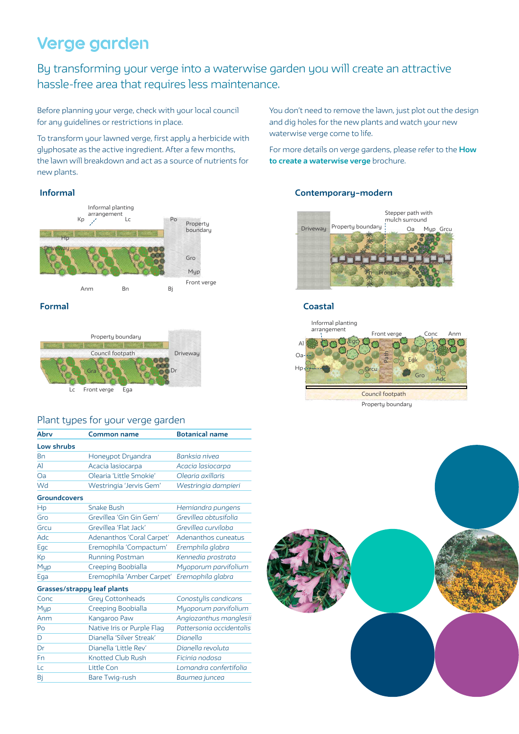# Verge garden

## By transforming your verge into a waterwise garden you will create an attractive hassle-free area that requires less maintenance.

Before planning your verge, check with your local council for any guidelines or restrictions in place.

To transform your lawned verge, first apply a herbicide with glyphosate as the active ingredient. After a few months, the lawn will breakdown and act as a source of nutrients for new plants.

You don't need to remove the lawn, just plot out the design and dig holes for the new plants and watch your new waterwise verge come to life.

For more details on verge gardens, please refer to the **How to create a waterwise verge** brochure.

### Informal

Informal planting arrangement, Kp, Lc, Po, Property boundary, Hp, Driveway, Gro, Myp, Front verge, Anm, Bn, Bj

### Formal

Property boundary, Council footpath, Driveway, Gra, Dr, Lc, Front verge, Ega

### Contemporary-modern

Driveway, Property boundary, Stepper path with mulch surround, Oa, Myp, Grcu, Egc, Front verge

### Coastal

Informal planting arrangement, Front verge, Conc, Anm, Al, Oa, Hp, Egc, Path, Egk, Grcu, Gro, Adc, Council footpath, Property boundary

## Plant types for your verge garden

| Abrv | Common name | Botanical name |
|---|---|---|
| **Low shrubs** | | |
| Bn | Honeypot Dryandra | *Banksia nivea* |
| Al | Acacia lasiocarpa | *Acacia lasiocarpa* |
| Oa | Olearia 'Little Smokie' | *Olearia axillaris* |
| Wd | Westringia 'Jervis Gem' | *Westringia dampieri* |
| **Groundcovers** | | |
| Hp | Snake Bush | *Hemiandra pungens* |
| Gro | Grevillea 'Gin Gin Gem' | *Grevillea obtusifolia* |
| Grcu | Grevillea 'Flat Jack' | *Grevillea curviloba* |
| Adc | Adenanthos 'Coral Carpet' | *Adenanthos cuneatus* |
| Egc | Eremophila 'Compactum' | *Eremphila glabra* |
| Kp | Running Postman | *Kennedia prostrata* |
| Myp | Creeping Boobialla | *Myoporum parvifolium* |
| Ega | Eremophila 'Amber Carpet' | *Eremophila glabra* |
| **Grasses/strappy leaf plants** | | |
| Conc | Grey Cottonheads | *Conostylis candicans* |
| Myp | Creeping Boobialla | *Myoporum parvifolium* |
| Anm | Kangaroo Paw | *Angiozanthus manglesii* |
| Po | Native Iris or Purple Flag | *Pattersonia occidentalis* |
| D | Dianella 'Silver Streak' | *Dianella* |
| Dr | Dianella 'Little Rev' | *Dianella revoluta* |
| Fn | Knotted Club Rush | *Ficinia nodosa* |
| Lc | Little Con | *Lomandra confertifolia* |
| Bj | Bare Twig-rush | *Baumea juncea* |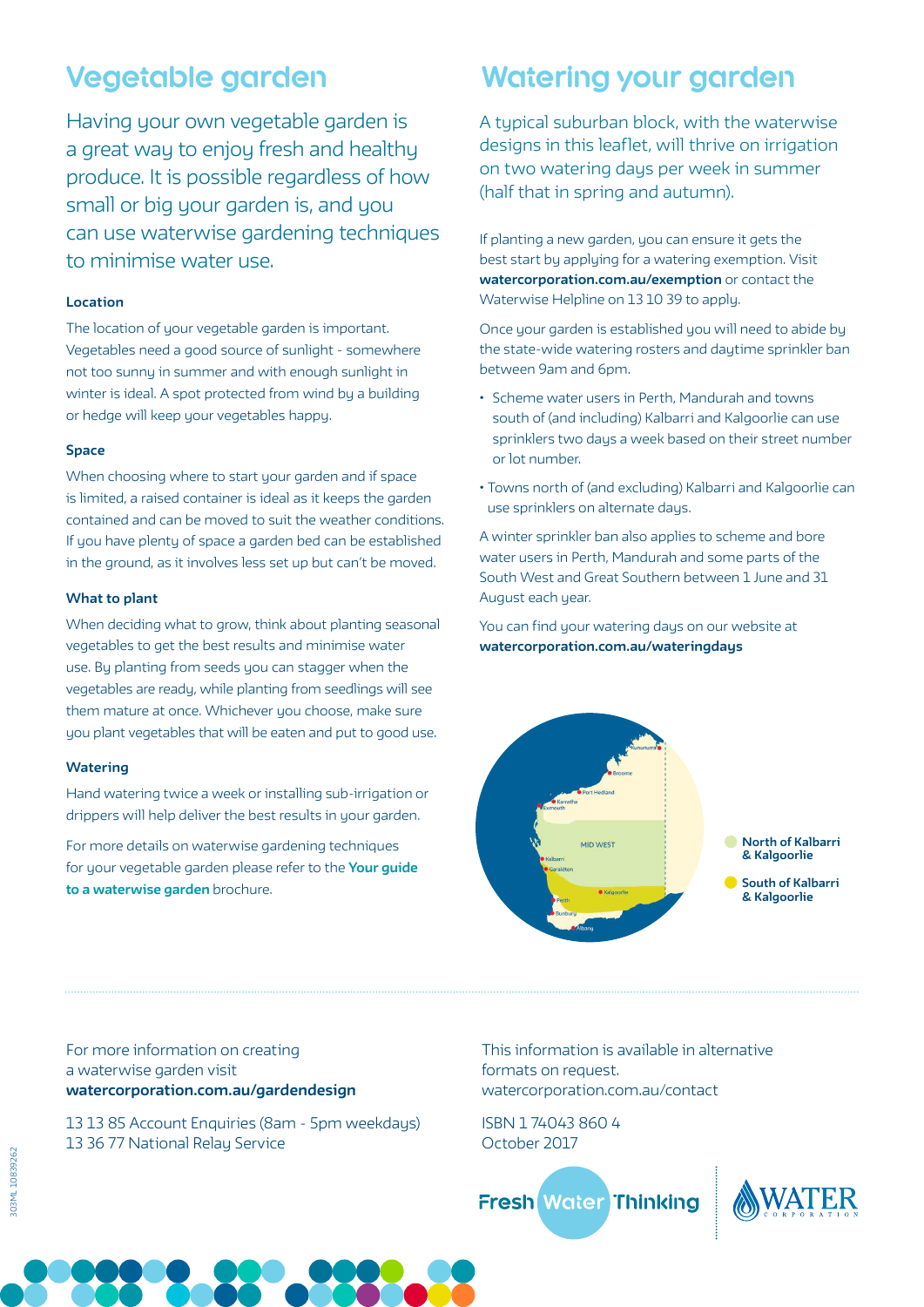## Vegetable garden

Having your own vegetable garden is a great way to enjoy fresh and healthy produce. It is possible regardless of how small or big your garden is, and you can use waterwise gardening techniques to minimise water use.

### Location

The location of your vegetable garden is important. Vegetables need a good source of sunlight - somewhere not too sunny in summer and with enough sunlight in winter is ideal. A spot protected from wind by a building or hedge will keep your vegetables happy.

### Space

When choosing where to start your garden and if space is limited, a raised container is ideal as it keeps the garden contained and can be moved to suit the weather conditions. If you have plenty of space a garden bed can be established in the ground, as it involves less set up but can't be moved.

### What to plant

When deciding what to grow, think about planting seasonal vegetables to get the best results and minimise water use. By planting from seeds you can stagger when the vegetables are ready, while planting from seedlings will see them mature at once. Whichever you choose, make sure you plant vegetables that will be eaten and put to good use.

### Watering

Hand watering twice a week or installing sub-irrigation or drippers will help deliver the best results in your garden.

For more details on waterwise gardening techniques for your vegetable garden please refer to the **Your guide to a waterwise garden** brochure.

## Watering your garden

A typical suburban block, with the waterwise designs in this leaflet, will thrive on irrigation on two watering days per week in summer (half that in spring and autumn).

If planting a new garden, you can ensure it gets the best start by applying for a watering exemption. Visit **watercorporation.com.au/exemption** or contact the Waterwise Helpline on 13 10 39 to apply.

Once your garden is established you will need to abide by the state-wide watering rosters and daytime sprinkler ban between 9am and 6pm.

- Scheme water users in Perth, Mandurah and towns south of (and including) Kalbarri and Kalgoorlie can use sprinklers two days a week based on their street number or lot number.
- Towns north of (and excluding) Kalbarri and Kalgoorlie can use sprinklers on alternate days.

A winter sprinkler ban also applies to scheme and bore water users in Perth, Mandurah and some parts of the South West and Great Southern between 1 June and 31 August each year.

You can find your watering days on our website at **watercorporation.com.au/wateringdays**

Kununurra
Broome
Port Hedland
Karratha
Exmouth
MID WEST
Kalbarri
Geraldton
Kalgoorlie
Perth
Bunbury
Albany

North of Kalbarri & Kalgoorlie

South of Kalbarri & Kalgoorlie

For more information on creating a waterwise garden visit
**watercorporation.com.au/gardendesign**

13 13 85 Account Enquiries (8am - 5pm weekdays)
13 36 77 National Relay Service

This information is available in alternative formats on request.
watercorporation.com.au/contact

ISBN 1 74043 860 4
October 2017

Fresh Water Thinking

WATER CORPORATION

303ML 10839262